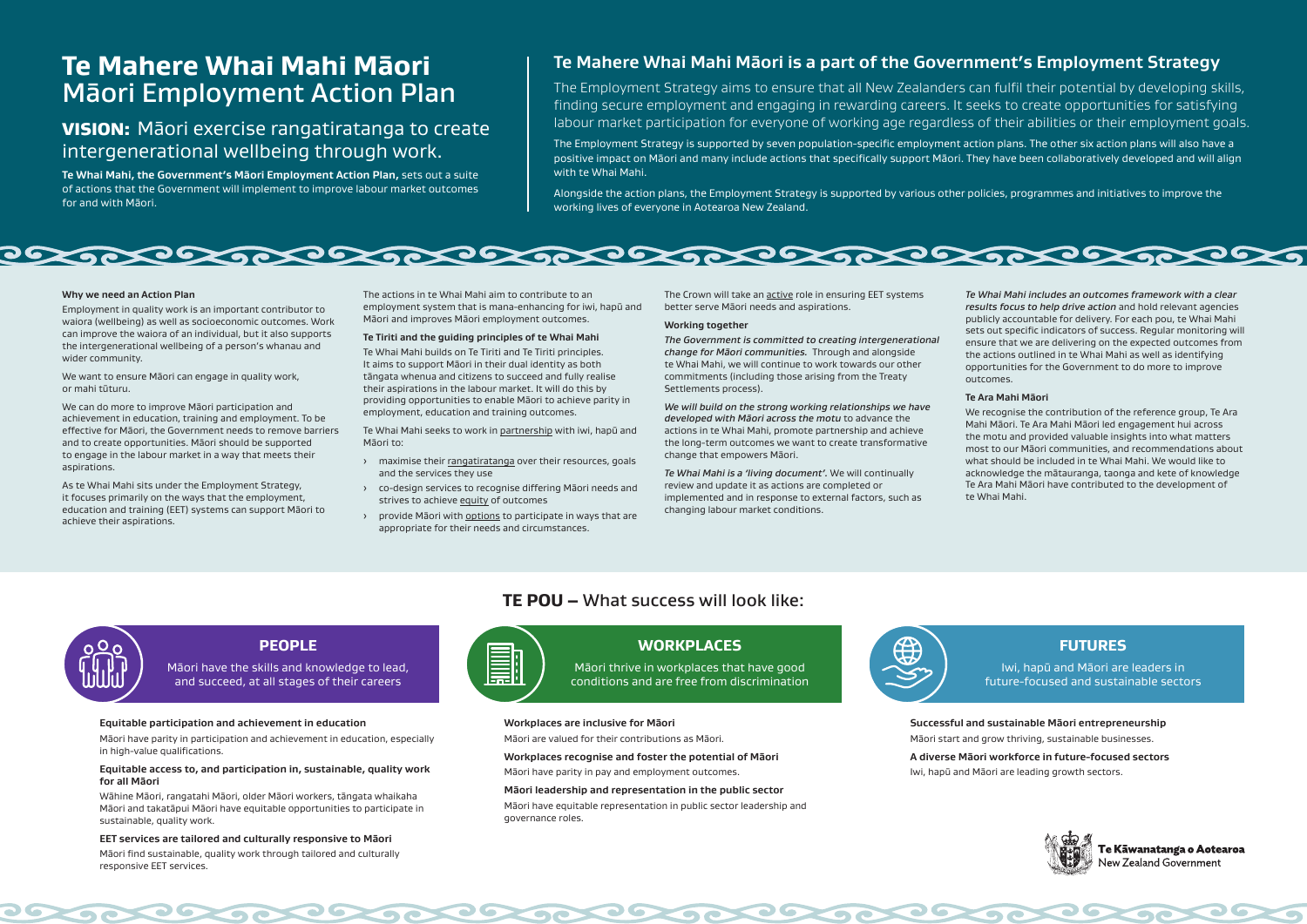# Te Mahere Whai Mahi Māori
## Māori Employment Action Plan

### **VISION:** Māori exercise rangatiratanga to create intergenerational wellbeing through work.

**Te Whai Mahi, the Government's Māori Employment Action Plan,** sets out a suite of actions that the Government will implement to improve labour market outcomes for and with Māori.

## Te Mahere Whai Mahi Māori is a part of the Government's Employment Strategy

The Employment Strategy aims to ensure that all New Zealanders can fulfil their potential by developing skills, finding secure employment and engaging in rewarding careers. It seeks to create opportunities for satisfying labour market participation for everyone of working age regardless of their abilities or their employment goals.

The Employment Strategy is supported by seven population-specific employment action plans. The other six action plans will also have a positive impact on Māori and many include actions that specifically support Māori. They have been collaboratively developed and will align with te Whai Mahi.

Alongside the action plans, the Employment Strategy is supported by various other policies, programmes and initiatives to improve the working lives of everyone in Aotearoa New Zealand.

#### Why we need an Action Plan

Employment in quality work is an important contributor to waiora (wellbeing) as well as socioeconomic outcomes. Work can improve the waiora of an individual, but it also supports the intergenerational wellbeing of a person's whanau and wider community.

We want to ensure Māori can engage in quality work, or mahi tūturu.

We can do more to improve Māori participation and achievement in education, training and employment. To be effective for Māori, the Government needs to remove barriers and to create opportunities. Māori should be supported to engage in the labour market in a way that meets their aspirations.

As te Whai Mahi sits under the Employment Strategy, it focuses primarily on the ways that the employment, education and training (EET) systems can support Māori to achieve their aspirations.

The actions in te Whai Mahi aim to contribute to an employment system that is mana-enhancing for iwi, hapū and Māori and improves Māori employment outcomes.

#### Te Tiriti and the guiding principles of te Whai Mahi

Te Whai Mahi builds on Te Tiriti and Te Tiriti principles. It aims to support Māori in their dual identity as both tāngata whenua and citizens to succeed and fully realise their aspirations in the labour market. It will do this by providing opportunities to enable Māori to achieve parity in employment, education and training outcomes.

Te Whai Mahi seeks to work in partnership with iwi, hapū and Māori to:

- maximise their rangatiratanga over their resources, goals and the services they use
- co-design services to recognise differing Māori needs and strives to achieve equity of outcomes
- provide Māori with options to participate in ways that are appropriate for their needs and circumstances.

The Crown will take an active role in ensuring EET systems better serve Māori needs and aspirations.

#### Working together

***The Government is committed to creating intergenerational change for Māori communities.*** Through and alongside te Whai Mahi, we will continue to work towards our other commitments (including those arising from the Treaty Settlements process).

***We will build on the strong working relationships we have developed with Māori across the motu*** to advance the actions in te Whai Mahi, promote partnership and achieve the long-term outcomes we want to create transformative change that empowers Māori.

***Te Whai Mahi is a 'living document'.*** We will continually review and update it as actions are completed or implemented and in response to external factors, such as changing labour market conditions.

***Te Whai Mahi includes an outcomes framework with a clear results focus to help drive action*** and hold relevant agencies publicly accountable for delivery. For each pou, te Whai Mahi sets out specific indicators of success. Regular monitoring will ensure that we are delivering on the expected outcomes from the actions outlined in te Whai Mahi as well as identifying opportunities for the Government to do more to improve outcomes.

#### Te Ara Mahi Māori

We recognise the contribution of the reference group, Te Ara Mahi Māori. Te Ara Mahi Māori led engagement hui across the motu and provided valuable insights into what matters most to our Māori communities, and recommendations about what should be included in te Whai Mahi. We would like to acknowledge the mātauranga, taonga and kete of knowledge Te Ara Mahi Māori have contributed to the development of te Whai Mahi.

## TE POU – What success will look like:

### PEOPLE

Māori have the skills and knowledge to lead, and succeed, at all stages of their careers

**Equitable participation and achievement in education**

Māori have parity in participation and achievement in education, especially in high-value qualifications.

**Equitable access to, and participation in, sustainable, quality work for all Māori**

Wāhine Māori, rangatahi Māori, older Māori workers, tāngata whaikaha Māori and takatāpui Māori have equitable opportunities to participate in sustainable, quality work.

**EET services are tailored and culturally responsive to Māori**

Māori find sustainable, quality work through tailored and culturally responsive EET services.

### WORKPLACES

Māori thrive in workplaces that have good conditions and are free from discrimination

**Workplaces are inclusive for Māori**

Māori are valued for their contributions as Māori.

**Workplaces recognise and foster the potential of Māori**

Māori have parity in pay and employment outcomes.

**Māori leadership and representation in the public sector**

Māori have equitable representation in public sector leadership and governance roles.

### FUTURES

Iwi, hapū and Māori are leaders in future-focused and sustainable sectors

**Successful and sustainable Māori entrepreneurship**

Māori start and grow thriving, sustainable businesses.

**A diverse Māori workforce in future-focused sectors**

Iwi, hapū and Māori are leading growth sectors.

Te Kāwanatanga o Aotearoa
New Zealand Government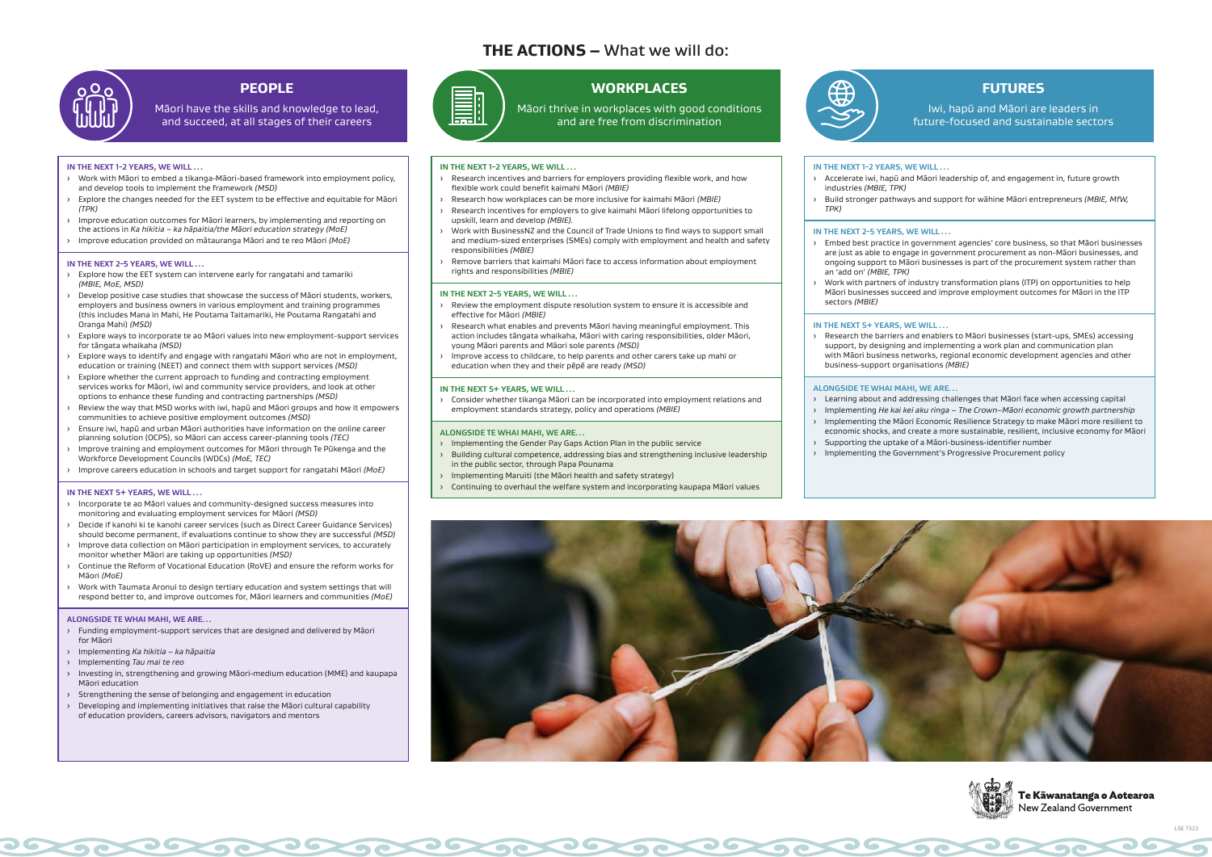# THE ACTIONS – What we will do:

## PEOPLE

Māori have the skills and knowledge to lead, and succeed, at all stages of their careers

### IN THE NEXT 1–2 YEARS, WE WILL . . .

- Work with Māori to embed a tikanga-Māori-based framework into employment policy, and develop tools to implement the framework *(MSD)*
- Explore the changes needed for the EET system to be effective and equitable for Māori *(TPK)*
- Improve education outcomes for Māori learners, by implementing and reporting on the actions in *Ka hikitia – ka hāpaitia/the Māori education strategy (MoE)*
- Improve education provided on mātauranga Māori and te reo Māori *(MoE)*

### IN THE NEXT 2–5 YEARS, WE WILL . . .

- Explore how the EET system can intervene early for rangatahi and tamariki *(MBIE, MoE, MSD)*
- Develop positive case studies that showcase the success of Māori students, workers, employers and business owners in various employment and training programmes (this includes Mana in Mahi, He Poutama Taitamariki, He Poutama Rangatahi and Oranga Mahi) *(MSD)*
- Explore ways to incorporate te ao Māori values into new employment-support services for tāngata whaikaha *(MSD)*
- Explore ways to identify and engage with rangatahi Māori who are not in employment, education or training (NEET) and connect them with support services *(MSD)*
- Explore whether the current approach to funding and contracting employment services works for Māori, iwi and community service providers, and look at other options to enhance these funding and contracting partnerships *(MSD)*
- Review the way that MSD works with iwi, hapū and Māori groups and how it empowers communities to achieve positive employment outcomes *(MSD)*
- Ensure iwi, hapū and urban Māori authorities have information on the online career planning solution (OCPS), so Māori can access career-planning tools *(TEC)*
- Improve training and employment outcomes for Māori through Te Pūkenga and the Workforce Development Councils (WDCs) *(MoE, TEC)*
- Improve careers education in schools and target support for rangatahi Māori *(MoE)*

### IN THE NEXT 5+ YEARS, WE WILL . . .

- Incorporate te ao Māori values and community-designed success measures into monitoring and evaluating employment services for Māori *(MSD)*
- Decide if kanohi ki te kanohi career services (such as Direct Career Guidance Services) should become permanent, if evaluations continue to show they are successful *(MSD)*
- Improve data collection on Māori participation in employment services, to accurately monitor whether Māori are taking up opportunities *(MSD)*
- Continue the Reform of Vocational Education (RoVE) and ensure the reform works for Māori *(MoE)*
- Work with Taumata Aronui to design tertiary education and system settings that will respond better to, and improve outcomes for, Māori learners and communities *(MoE)*

### ALONGSIDE TE WHAI MAHI, WE ARE. . .

- Funding employment-support services that are designed and delivered by Māori for Māori
- Implementing *Ka hikitia – ka hāpaitia*
- Implementing *Tau mai te reo*
- Investing in, strengthening and growing Māori-medium education (MME) and kaupapa Māori education
- Strengthening the sense of belonging and engagement in education
- Developing and implementing initiatives that raise the Māori cultural capability of education providers, careers advisors, navigators and mentors

## WORKPLACES

Māori thrive in workplaces with good conditions and are free from discrimination

### IN THE NEXT 1–2 YEARS, WE WILL . . .

- Research incentives and barriers for employers providing flexible work, and how flexible work could benefit kaimahi Māori *(MBIE)*
- Research how workplaces can be more inclusive for kaimahi Māori *(MBIE)*
- Research incentives for employers to give kaimahi Māori lifelong opportunities to upskill, learn and develop *(MBIE)*.
- Work with BusinessNZ and the Council of Trade Unions to find ways to support small and medium-sized enterprises (SMEs) comply with employment and health and safety responsibilities *(MBIE)*
- Remove barriers that kaimahi Māori face to access information about employment rights and responsibilities *(MBIE)*

### IN THE NEXT 2–5 YEARS, WE WILL . . .

- Review the employment dispute resolution system to ensure it is accessible and effective for Māori *(MBIE)*
- Research what enables and prevents Māori having meaningful employment. This action includes tāngata whaikaha, Māori with caring responsibilities, older Māori, young Māori parents and Māori sole parents *(MSD)*
- Improve access to childcare, to help parents and other carers take up mahi or education when they and their pēpē are ready *(MSD)*

### IN THE NEXT 5+ YEARS, WE WILL . . .

- Consider whether tikanga Māori can be incorporated into employment relations and employment standards strategy, policy and operations *(MBIE)*

### ALONGSIDE TE WHAI MAHI, WE ARE. . .

- Implementing the Gender Pay Gaps Action Plan in the public service
- Building cultural competence, addressing bias and strengthening inclusive leadership in the public sector, through Papa Pounama
- Implementing Maruiti (the Māori health and safety strategy)
- Continuing to overhaul the welfare system and incorporating kaupapa Māori values

## FUTURES

Iwi, hapū and Māori are leaders in future-focused and sustainable sectors

### IN THE NEXT 1–2 YEARS, WE WILL . . .

- Accelerate iwi, hapū and Māori leadership of, and engagement in, future growth industries *(MBIE, TPK)*
- Build stronger pathways and support for wāhine Māori entrepreneurs *(MBIE, MfW, TPK)*

### IN THE NEXT 2–5 YEARS, WE WILL . . .

- Embed best practice in government agencies' core business, so that Māori businesses are just as able to engage in government procurement as non-Māori businesses, and ongoing support to Māori businesses is part of the procurement system rather than an 'add on' *(MBIE, TPK)*
- Work with partners of industry transformation plans (ITP) on opportunities to help Māori businesses succeed and improve employment outcomes for Māori in the ITP sectors *(MBIE)*

### IN THE NEXT 5+ YEARS, WE WILL . . .

- Research the barriers and enablers to Māori businesses (start-ups, SMEs) accessing support, by designing and implementing a work plan and communication plan with Māori business networks, regional economic development agencies and other business-support organisations *(MBIE)*

### ALONGSIDE TE WHAI MAHI, WE ARE. . .

- Learning about and addressing challenges that Māori face when accessing capital
- Implementing *He kai kei aku ringa – The Crown–Māori economic growth partnership*
- Implementing the Māori Economic Resilience Strategy to make Māori more resilient to economic shocks, and create a more sustainable, resilient, inclusive economy for Māori
- Supporting the uptake of a Māori-business-identifier number
- Implementing the Government's Progressive Procurement policy

Te Kāwanatanga o Aotearoa
New Zealand Government

LSE 7323